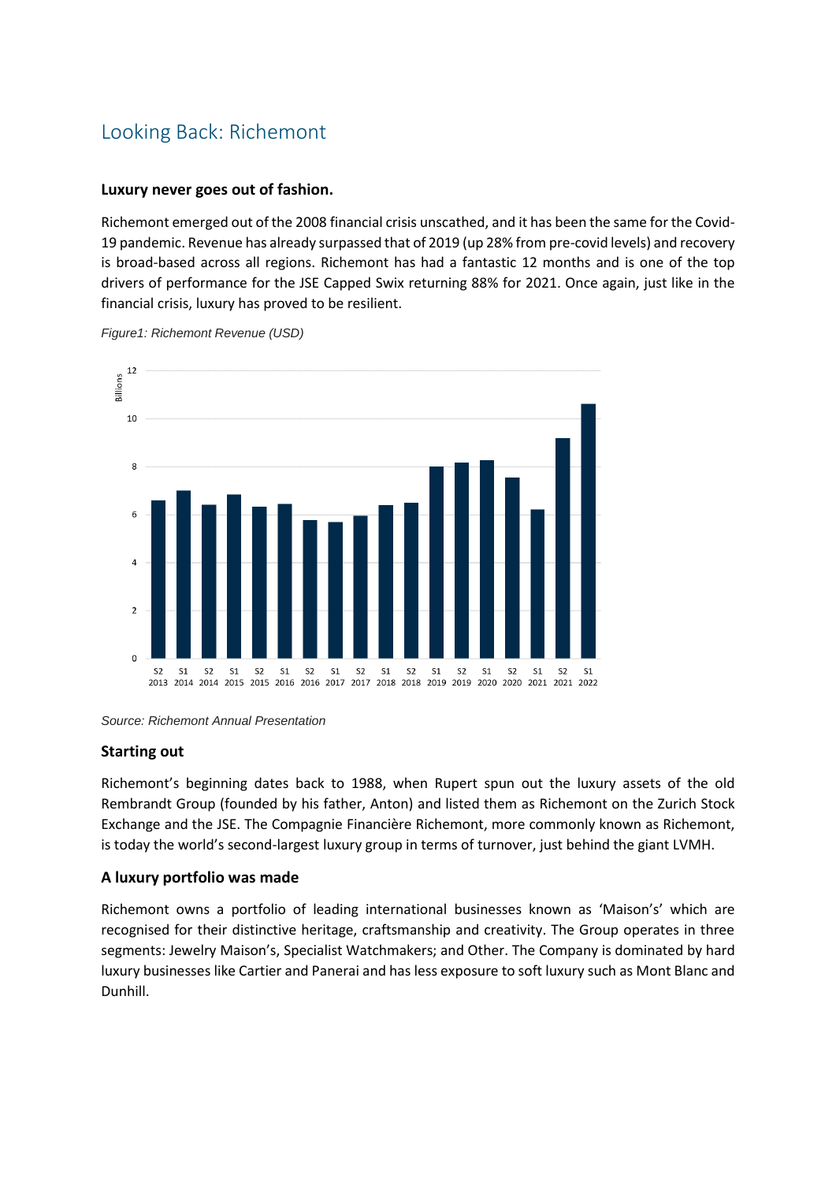# Looking Back: Richemont

**Luxury never goes out of fashion.**

Richemont emerged out of the 2008 financial crisis unscathed, and it has been the same for the Covid-19 pandemic. Revenue has already surpassed that of 2019 (up 28% from pre-covid levels) and recovery is broad-based across all regions. Richemont has had a fantastic 12 months and is one of the top drivers of performance for the JSE Capped Swix returning 88% for 2021. Once again, just like in the financial crisis, luxury has proved to be resilient.

*Figure1: Richemont Revenue (USD)*

*Source: Richemont Annual Presentation*

**Starting out**

Richemont's beginning dates back to 1988, when Rupert spun out the luxury assets of the old Rembrandt Group (founded by his father, Anton) and listed them as Richemont on the Zurich Stock Exchange and the JSE. The Compagnie Financière Richemont, more commonly known as Richemont, is today the world's second-largest luxury group in terms of turnover, just behind the giant LVMH.

**A luxury portfolio was made**

Richemont owns a portfolio of leading international businesses known as 'Maison's' which are recognised for their distinctive heritage, craftsmanship and creativity. The Group operates in three segments: Jewelry Maison's, Specialist Watchmakers; and Other. The Company is dominated by hard luxury businesses like Cartier and Panerai and has less exposure to soft luxury such as Mont Blanc and Dunhill.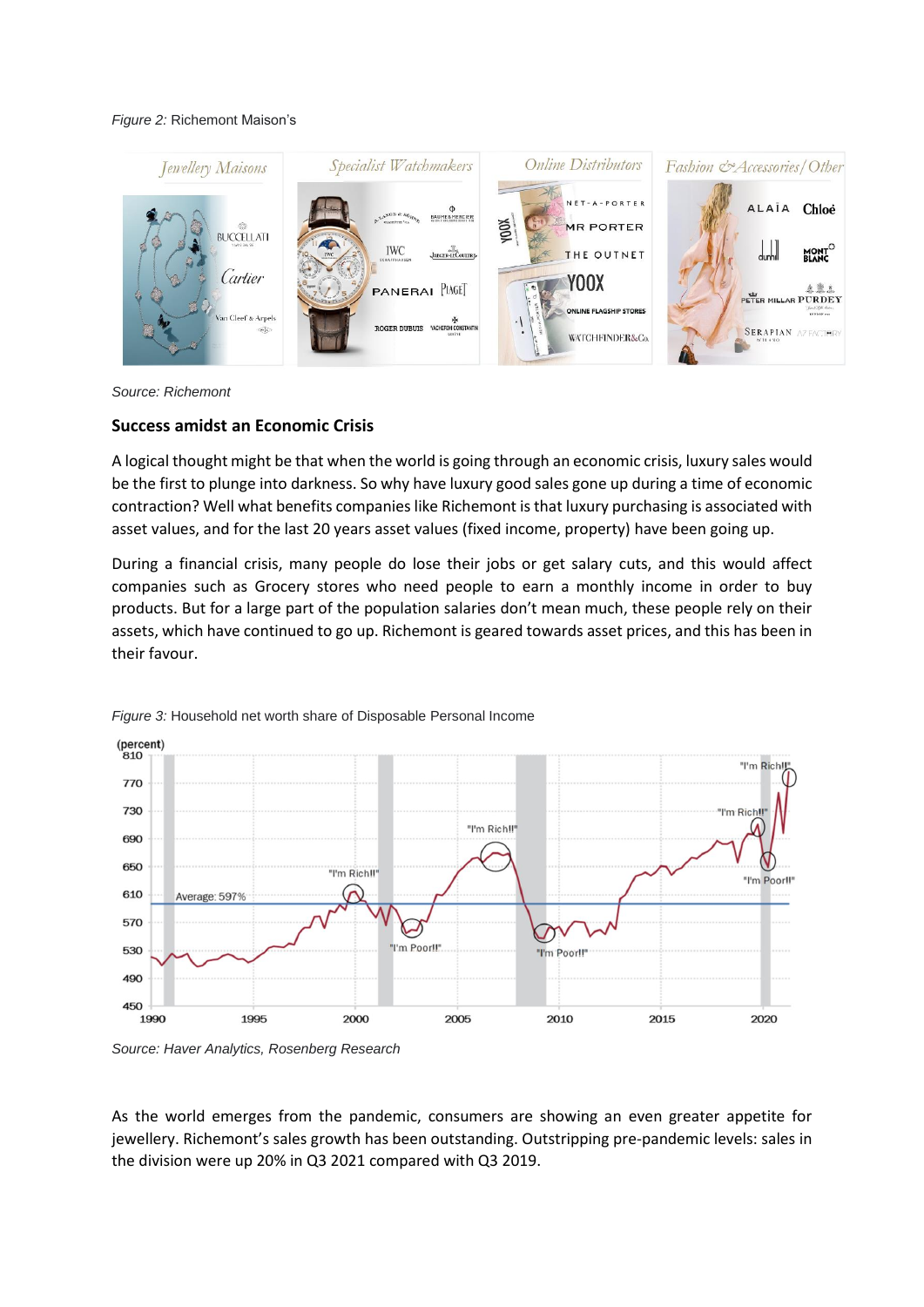*Figure 2:* Richemont Maison's

*Source: Richemont*

## Success amidst an Economic Crisis

A logical thought might be that when the world is going through an economic crisis, luxury sales would be the first to plunge into darkness. So why have luxury good sales gone up during a time of economic contraction? Well what benefits companies like Richemont is that luxury purchasing is associated with asset values, and for the last 20 years asset values (fixed income, property) have been going up.

During a financial crisis, many people do lose their jobs or get salary cuts, and this would affect companies such as Grocery stores who need people to earn a monthly income in order to buy products. But for a large part of the population salaries don't mean much, these people rely on their assets, which have continued to go up. Richemont is geared towards asset prices, and this has been in their favour.

*Figure 3:* Household net worth share of Disposable Personal Income

*Source: Haver Analytics, Rosenberg Research*

As the world emerges from the pandemic, consumers are showing an even greater appetite for jewellery. Richemont's sales growth has been outstanding. Outstripping pre-pandemic levels: sales in the division were up 20% in Q3 2021 compared with Q3 2019.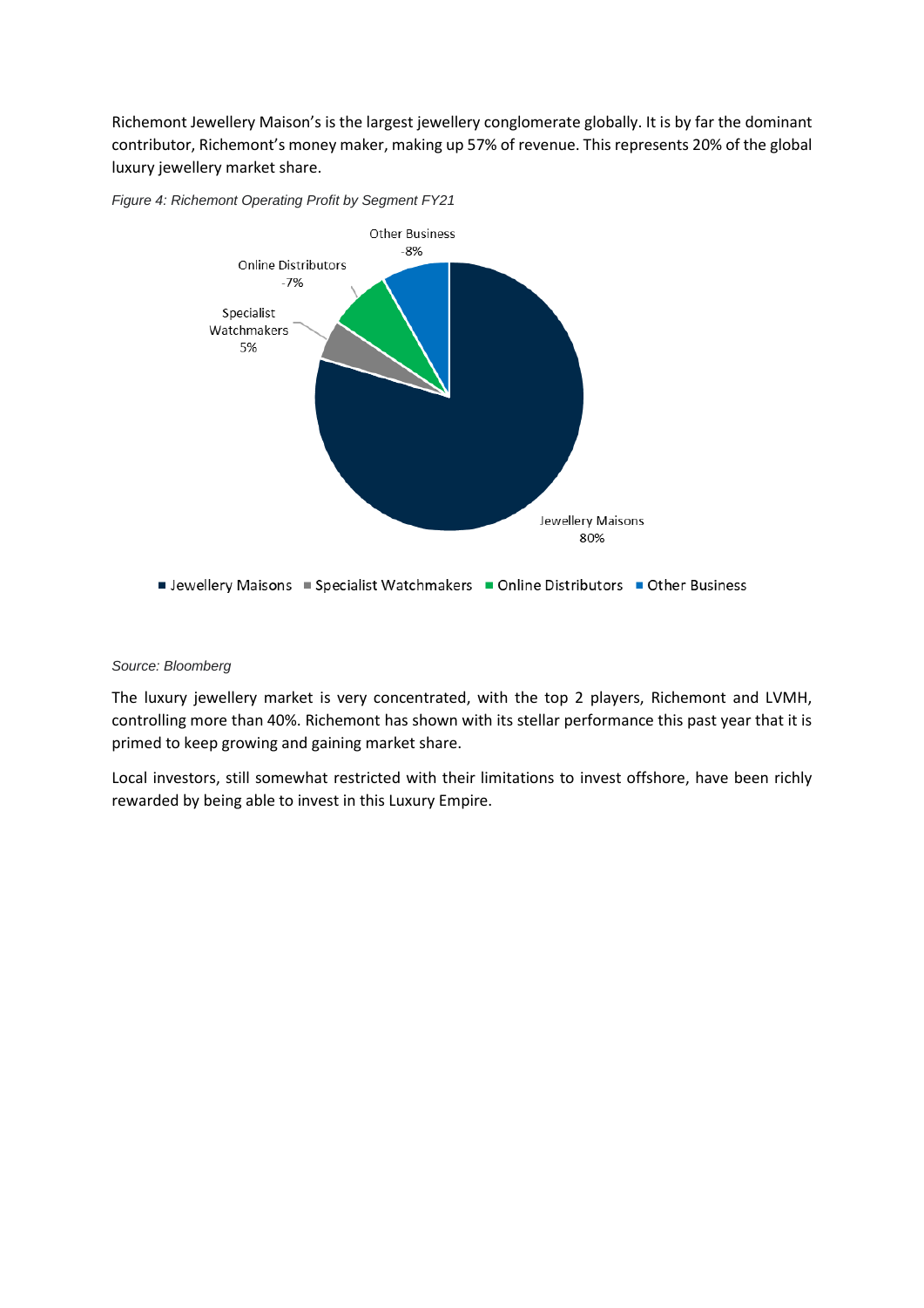Richemont Jewellery Maison's is the largest jewellery conglomerate globally. It is by far the dominant contributor, Richemont's money maker, making up 57% of revenue. This represents 20% of the global luxury jewellery market share.

*Figure 4: Richemont Operating Profit by Segment FY21*

Other Business
-8%

Online Distributors
-7%

Specialist Watchmakers
5%

Jewellery Maisons
80%

Jewellery Maisons, Specialist Watchmakers, Online Distributors, Other Business

*Source: Bloomberg*

The luxury jewellery market is very concentrated, with the top 2 players, Richemont and LVMH, controlling more than 40%. Richemont has shown with its stellar performance this past year that it is primed to keep growing and gaining market share.

Local investors, still somewhat restricted with their limitations to invest offshore, have been richly rewarded by being able to invest in this Luxury Empire.